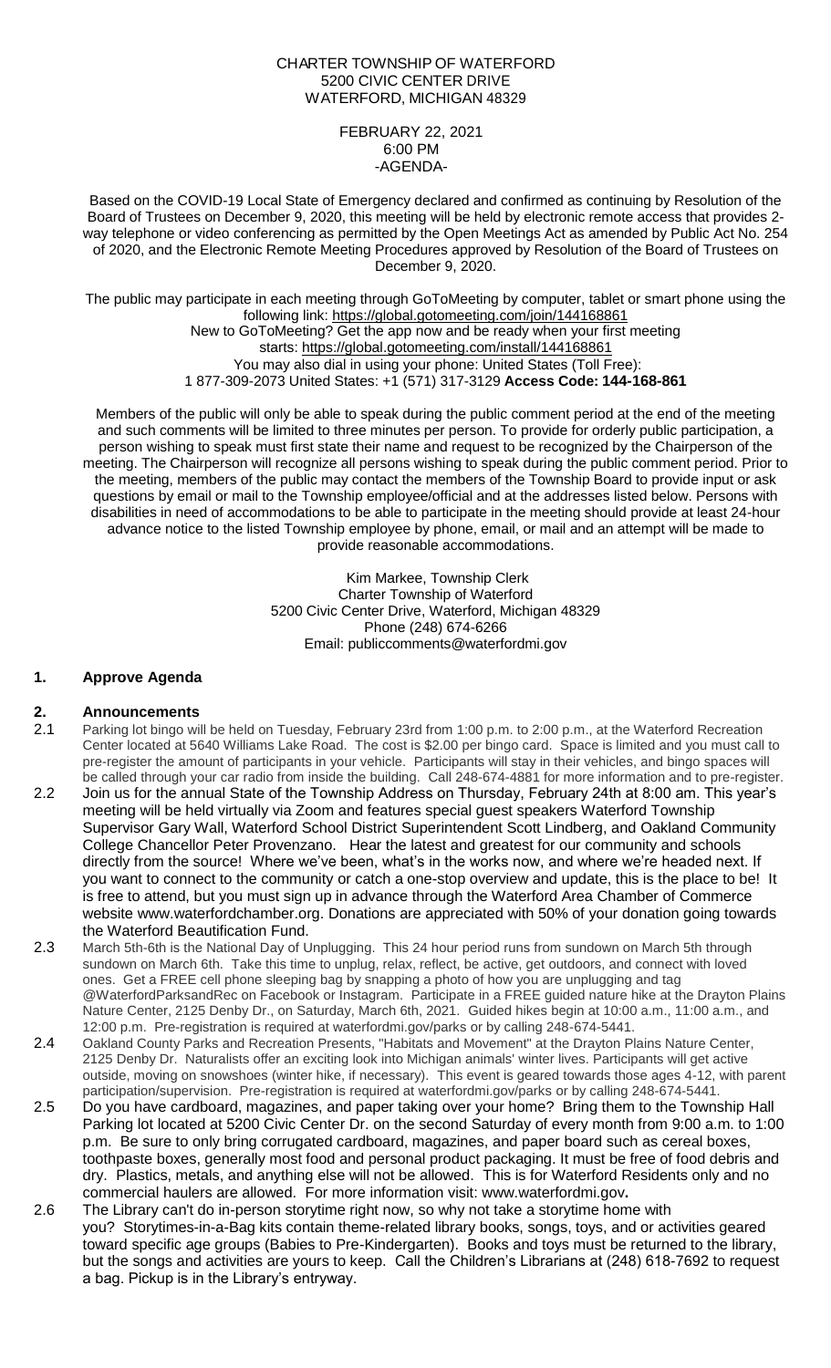CHARTER TOWNSHIP OF WATERFORD
5200 CIVIC CENTER DRIVE
WATERFORD, MICHIGAN 48329

FEBRUARY 22, 2021
6:00 PM
-AGENDA-

Based on the COVID-19 Local State of Emergency declared and confirmed as continuing by Resolution of the Board of Trustees on December 9, 2020, this meeting will be held by electronic remote access that provides 2-way telephone or video conferencing as permitted by the Open Meetings Act as amended by Public Act No. 254 of 2020, and the Electronic Remote Meeting Procedures approved by Resolution of the Board of Trustees on December 9, 2020.

The public may participate in each meeting through GoToMeeting by computer, tablet or smart phone using the following link: https://global.gotomeeting.com/join/144168861
New to GoToMeeting? Get the app now and be ready when your first meeting starts: https://global.gotomeeting.com/install/144168861
You may also dial in using your phone: United States (Toll Free):
1 877-309-2073 United States: +1 (571) 317-3129 **Access Code: 144-168-861**

Members of the public will only be able to speak during the public comment period at the end of the meeting and such comments will be limited to three minutes per person. To provide for orderly public participation, a person wishing to speak must first state their name and request to be recognized by the Chairperson of the meeting. The Chairperson will recognize all persons wishing to speak during the public comment period. Prior to the meeting, members of the public may contact the members of the Township Board to provide input or ask questions by email or mail to the Township employee/official and at the addresses listed below. Persons with disabilities in need of accommodations to be able to participate in the meeting should provide at least 24-hour advance notice to the listed Township employee by phone, email, or mail and an attempt will be made to provide reasonable accommodations.

Kim Markee, Township Clerk
Charter Township of Waterford
5200 Civic Center Drive, Waterford, Michigan 48329
Phone (248) 674-6266
Email: publiccomments@waterfordmi.gov

## 1. Approve Agenda

## 2. Announcements

2.1 Parking lot bingo will be held on Tuesday, February 23rd from 1:00 p.m. to 2:00 p.m., at the Waterford Recreation Center located at 5640 Williams Lake Road. The cost is $2.00 per bingo card. Space is limited and you must call to pre-register the amount of participants in your vehicle. Participants will stay in their vehicles, and bingo spaces will be called through your car radio from inside the building. Call 248-674-4881 for more information and to pre-register.

2.2 Join us for the annual State of the Township Address on Thursday, February 24th at 8:00 am. This year's meeting will be held virtually via Zoom and features special guest speakers Waterford Township Supervisor Gary Wall, Waterford School District Superintendent Scott Lindberg, and Oakland Community College Chancellor Peter Provenzano. Hear the latest and greatest for our community and schools directly from the source! Where we've been, what's in the works now, and where we're headed next. If you want to connect to the community or catch a one-stop overview and update, this is the place to be! It is free to attend, but you must sign up in advance through the Waterford Area Chamber of Commerce website www.waterfordchamber.org. Donations are appreciated with 50% of your donation going towards the Waterford Beautification Fund.

2.3 March 5th-6th is the National Day of Unplugging. This 24 hour period runs from sundown on March 5th through sundown on March 6th. Take this time to unplug, relax, reflect, be active, get outdoors, and connect with loved ones. Get a FREE cell phone sleeping bag by snapping a photo of how you are unplugging and tag @WaterfordParksandRec on Facebook or Instagram. Participate in a FREE guided nature hike at the Drayton Plains Nature Center, 2125 Denby Dr., on Saturday, March 6th, 2021. Guided hikes begin at 10:00 a.m., 11:00 a.m., and 12:00 p.m. Pre-registration is required at waterfordmi.gov/parks or by calling 248-674-5441.

2.4 Oakland County Parks and Recreation Presents, "Habitats and Movement" at the Drayton Plains Nature Center, 2125 Denby Dr. Naturalists offer an exciting look into Michigan animals' winter lives. Participants will get active outside, moving on snowshoes (winter hike, if necessary). This event is geared towards those ages 4-12, with parent participation/supervision. Pre-registration is required at waterfordmi.gov/parks or by calling 248-674-5441.

2.5 Do you have cardboard, magazines, and paper taking over your home? Bring them to the Township Hall Parking lot located at 5200 Civic Center Dr. on the second Saturday of every month from 9:00 a.m. to 1:00 p.m. Be sure to only bring corrugated cardboard, magazines, and paper board such as cereal boxes, toothpaste boxes, generally most food and personal product packaging. It must be free of food debris and dry. Plastics, metals, and anything else will not be allowed. This is for Waterford Residents only and no commercial haulers are allowed. For more information visit: www.waterfordmi.gov**.**

2.6 The Library can't do in-person storytime right now, so why not take a storytime home with you? Storytimes-in-a-Bag kits contain theme-related library books, songs, toys, and or activities geared toward specific age groups (Babies to Pre-Kindergarten). Books and toys must be returned to the library, but the songs and activities are yours to keep. Call the Children's Librarians at (248) 618-7692 to request a bag. Pickup is in the Library's entryway.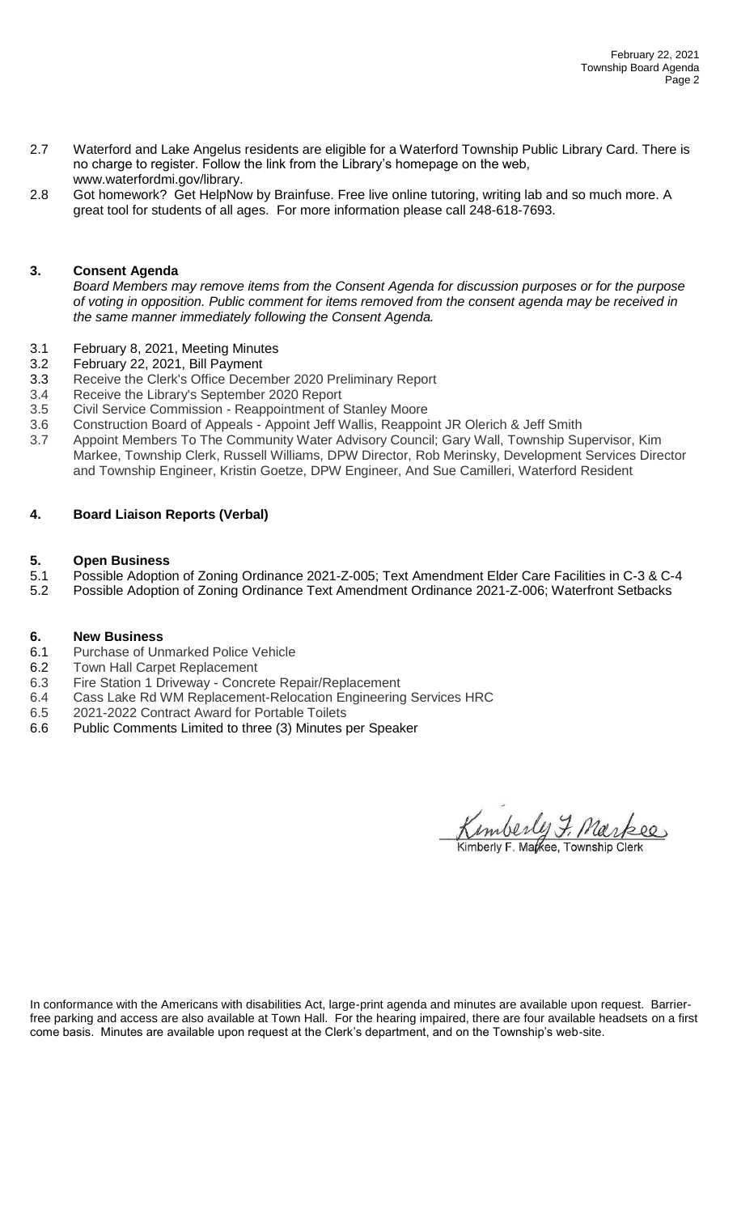2.7 Waterford and Lake Angelus residents are eligible for a Waterford Township Public Library Card. There is no charge to register. Follow the link from the Library's homepage on the web, www.waterfordmi.gov/library.

2.8 Got homework? Get HelpNow by Brainfuse. Free live online tutoring, writing lab and so much more. A great tool for students of all ages. For more information please call 248-618-7693.

## 3. Consent Agenda

*Board Members may remove items from the Consent Agenda for discussion purposes or for the purpose of voting in opposition. Public comment for items removed from the consent agenda may be received in the same manner immediately following the Consent Agenda.*

3.1 February 8, 2021, Meeting Minutes
3.2 February 22, 2021, Bill Payment
3.3 Receive the Clerk's Office December 2020 Preliminary Report
3.4 Receive the Library's September 2020 Report
3.5 Civil Service Commission - Reappointment of Stanley Moore
3.6 Construction Board of Appeals - Appoint Jeff Wallis, Reappoint JR Olerich & Jeff Smith
3.7 Appoint Members To The Community Water Advisory Council; Gary Wall, Township Supervisor, Kim Markee, Township Clerk, Russell Williams, DPW Director, Rob Merinsky, Development Services Director and Township Engineer, Kristin Goetze, DPW Engineer, And Sue Camilleri, Waterford Resident

## 4. Board Liaison Reports (Verbal)

## 5. Open Business

5.1 Possible Adoption of Zoning Ordinance 2021-Z-005; Text Amendment Elder Care Facilities in C-3 & C-4
5.2 Possible Adoption of Zoning Ordinance Text Amendment Ordinance 2021-Z-006; Waterfront Setbacks

## 6. New Business

6.1 Purchase of Unmarked Police Vehicle
6.2 Town Hall Carpet Replacement
6.3 Fire Station 1 Driveway - Concrete Repair/Replacement
6.4 Cass Lake Rd WM Replacement-Relocation Engineering Services HRC
6.5 2021-2022 Contract Award for Portable Toilets
6.6 Public Comments Limited to three (3) Minutes per Speaker

Kimberly F. Markee

Kimberly F. Markee, Township Clerk

In conformance with the Americans with disabilities Act, large-print agenda and minutes are available upon request. Barrier-free parking and access are also available at Town Hall. For the hearing impaired, there are four available headsets on a first come basis. Minutes are available upon request at the Clerk's department, and on the Township's web-site.